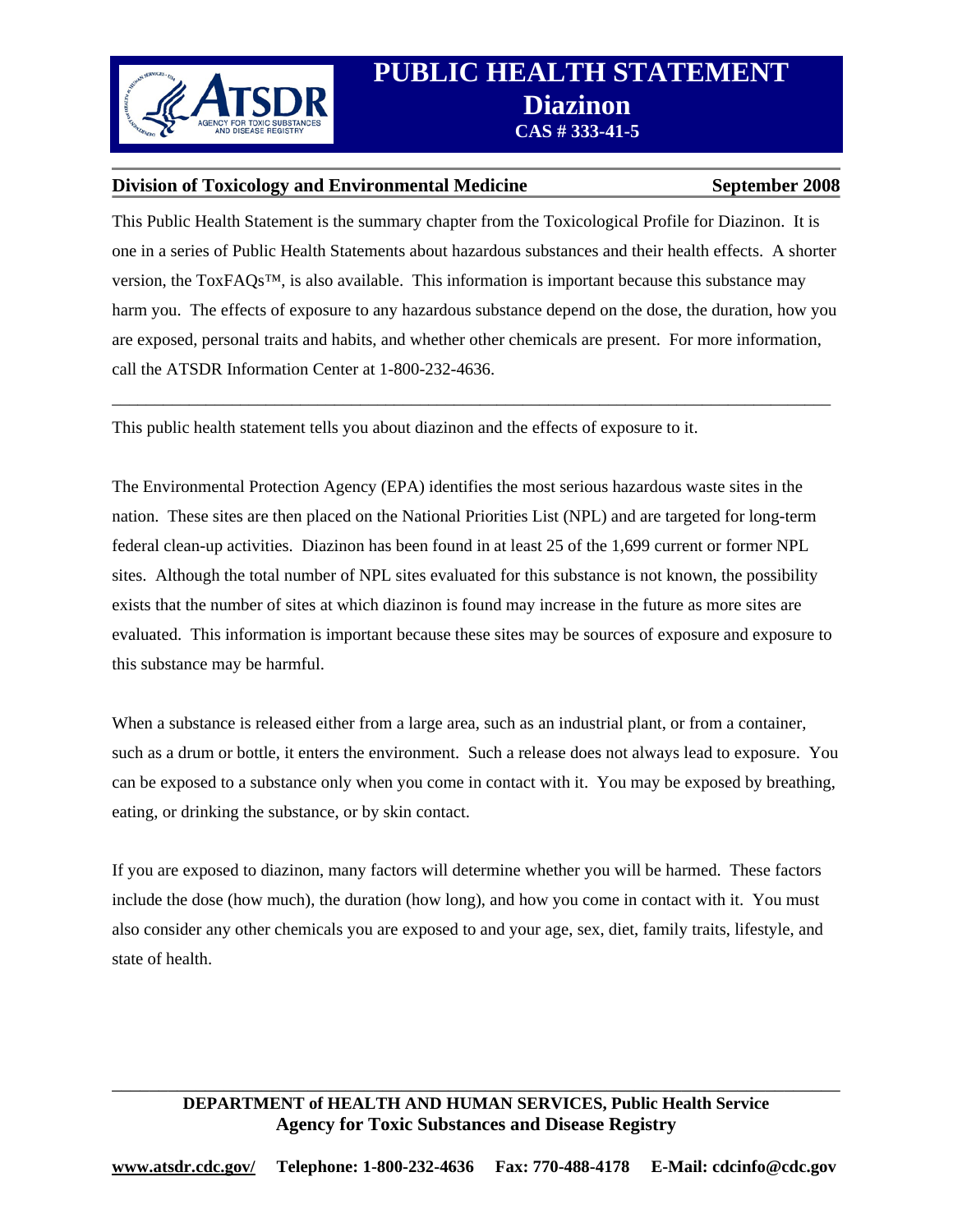# PUBLIC HEALTH STATEMENT
# Diazinon
**CAS # 333-41-5**

**Division of Toxicology and Environmental Medicine** **September 2008**

This Public Health Statement is the summary chapter from the Toxicological Profile for Diazinon. It is one in a series of Public Health Statements about hazardous substances and their health effects. A shorter version, the ToxFAQs™, is also available. This information is important because this substance may harm you. The effects of exposure to any hazardous substance depend on the dose, the duration, how you are exposed, personal traits and habits, and whether other chemicals are present. For more information, call the ATSDR Information Center at 1-800-232-4636.

---

This public health statement tells you about diazinon and the effects of exposure to it.

The Environmental Protection Agency (EPA) identifies the most serious hazardous waste sites in the nation. These sites are then placed on the National Priorities List (NPL) and are targeted for long-term federal clean-up activities. Diazinon has been found in at least 25 of the 1,699 current or former NPL sites. Although the total number of NPL sites evaluated for this substance is not known, the possibility exists that the number of sites at which diazinon is found may increase in the future as more sites are evaluated. This information is important because these sites may be sources of exposure and exposure to this substance may be harmful.

When a substance is released either from a large area, such as an industrial plant, or from a container, such as a drum or bottle, it enters the environment. Such a release does not always lead to exposure. You can be exposed to a substance only when you come in contact with it. You may be exposed by breathing, eating, or drinking the substance, or by skin contact.

If you are exposed to diazinon, many factors will determine whether you will be harmed. These factors include the dose (how much), the duration (how long), and how you come in contact with it. You must also consider any other chemicals you are exposed to and your age, sex, diet, family traits, lifestyle, and state of health.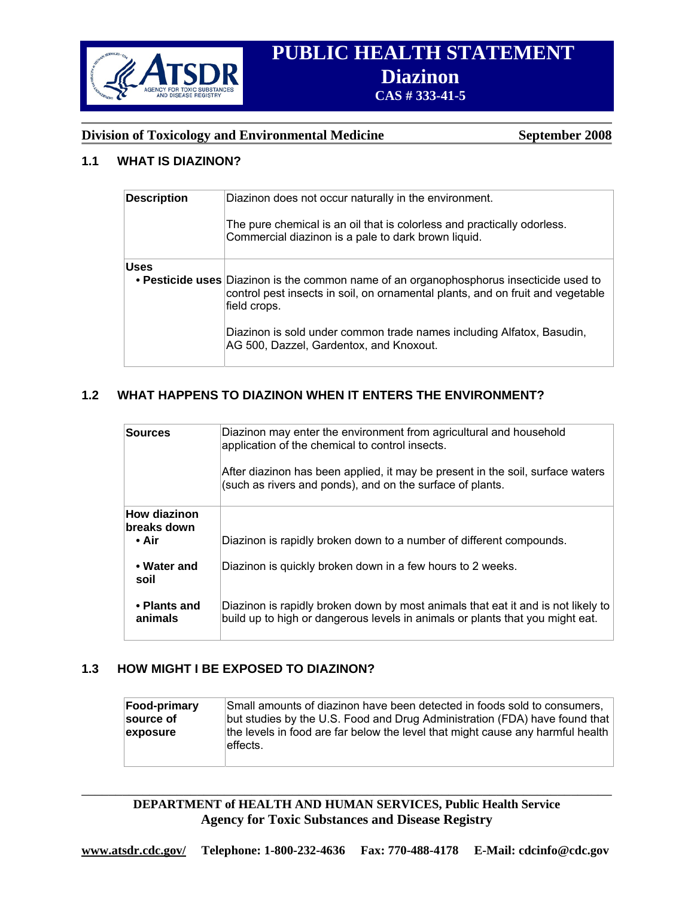# PUBLIC HEALTH STATEMENT
# Diazinon
**CAS # 333-41-5**

**Division of Toxicology and Environmental Medicine** **September 2008**

## 1.1 WHAT IS DIAZINON?

| | |
|---|---|
| **Description** | Diazinon does not occur naturally in the environment. <br><br> The pure chemical is an oil that is colorless and practically odorless. Commercial diazinon is a pale to dark brown liquid. |
| **Uses** <br> **• Pesticide uses** | Diazinon is the common name of an organophosphorus insecticide used to control pest insects in soil, on ornamental plants, and on fruit and vegetable field crops. <br><br> Diazinon is sold under common trade names including Alfatox, Basudin, AG 500, Dazzel, Gardentox, and Knoxout. |

## 1.2 WHAT HAPPENS TO DIAZINON WHEN IT ENTERS THE ENVIRONMENT?

| | |
|---|---|
| **Sources** | Diazinon may enter the environment from agricultural and household application of the chemical to control insects. <br><br> After diazinon has been applied, it may be present in the soil, surface waters (such as rivers and ponds), and on the surface of plants. |
| **How diazinon breaks down** <br> **• Air** | Diazinon is rapidly broken down to a number of different compounds. |
| **• Water and soil** | Diazinon is quickly broken down in a few hours to 2 weeks. |
| **• Plants and animals** | Diazinon is rapidly broken down by most animals that eat it and is not likely to build up to high or dangerous levels in animals or plants that you might eat. |

## 1.3 HOW MIGHT I BE EXPOSED TO DIAZINON?

| | |
|---|---|
| **Food-primary source of exposure** | Small amounts of diazinon have been detected in foods sold to consumers, but studies by the U.S. Food and Drug Administration (FDA) have found that the levels in food are far below the level that might cause any harmful health effects. |

**DEPARTMENT of HEALTH AND HUMAN SERVICES, Public Health Service**
**Agency for Toxic Substances and Disease Registry**

**www.atsdr.cdc.gov/ Telephone: 1-800-232-4636 Fax: 770-488-4178 E-Mail: cdcinfo@cdc.gov**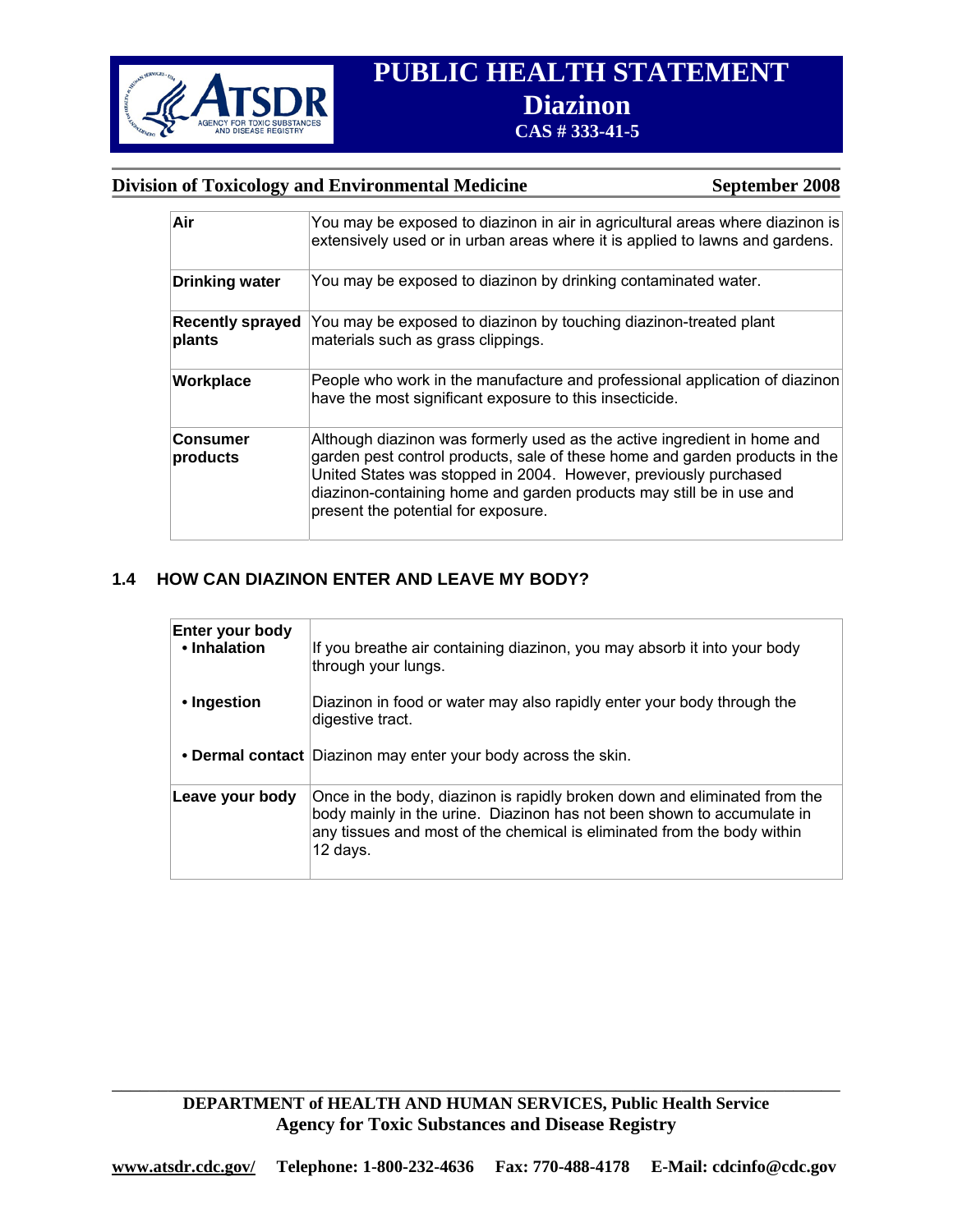| | |
|---|---|
| **Air** | You may be exposed to diazinon in air in agricultural areas where diazinon is extensively used or in urban areas where it is applied to lawns and gardens. |
| **Drinking water** | You may be exposed to diazinon by drinking contaminated water. |
| **Recently sprayed plants** | You may be exposed to diazinon by touching diazinon-treated plant materials such as grass clippings. |
| **Workplace** | People who work in the manufacture and professional application of diazinon have the most significant exposure to this insecticide. |
| **Consumer products** | Although diazinon was formerly used as the active ingredient in home and garden pest control products, sale of these home and garden products in the United States was stopped in 2004. However, previously purchased diazinon-containing home and garden products may still be in use and present the potential for exposure. |

## 1.4 HOW CAN DIAZINON ENTER AND LEAVE MY BODY?

| | |
|---|---|
| **Enter your body** • **Inhalation** | If you breathe air containing diazinon, you may absorb it into your body through your lungs. |
| • **Ingestion** | Diazinon in food or water may also rapidly enter your body through the digestive tract. |
| • **Dermal contact** | Diazinon may enter your body across the skin. |
| **Leave your body** | Once in the body, diazinon is rapidly broken down and eliminated from the body mainly in the urine. Diazinon has not been shown to accumulate in any tissues and most of the chemical is eliminated from the body within 12 days. |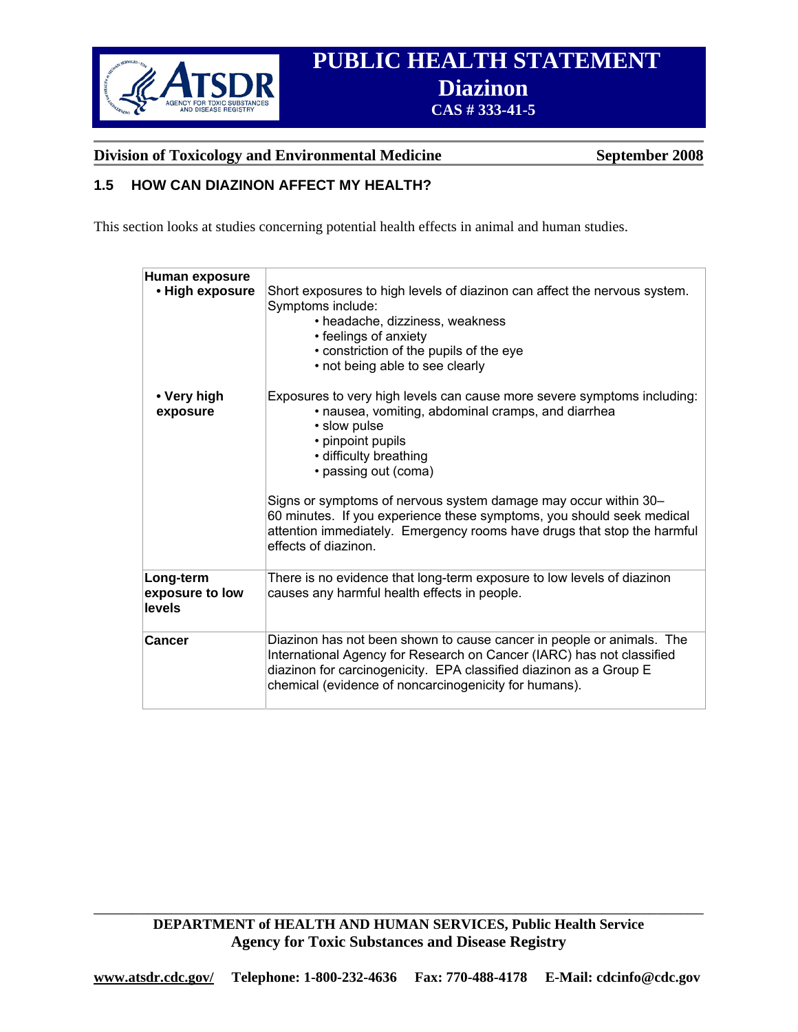## 1.5 HOW CAN DIAZINON AFFECT MY HEALTH?

This section looks at studies concerning potential health effects in animal and human studies.

| | |
|---|---|
| **Human exposure** <br> **• High exposure** | Short exposures to high levels of diazinon can affect the nervous system. Symptoms include: <br> • headache, dizziness, weakness <br> • feelings of anxiety <br> • constriction of the pupils of the eye <br> • not being able to see clearly |
| **• Very high exposure** | Exposures to very high levels can cause more severe symptoms including: <br> • nausea, vomiting, abdominal cramps, and diarrhea <br> • slow pulse <br> • pinpoint pupils <br> • difficulty breathing <br> • passing out (coma) <br><br> Signs or symptoms of nervous system damage may occur within 30–60 minutes. If you experience these symptoms, you should seek medical attention immediately. Emergency rooms have drugs that stop the harmful effects of diazinon. |
| **Long-term exposure to low levels** | There is no evidence that long-term exposure to low levels of diazinon causes any harmful health effects in people. |
| **Cancer** | Diazinon has not been shown to cause cancer in people or animals. The International Agency for Research on Cancer (IARC) has not classified diazinon for carcinogenicity. EPA classified diazinon as a Group E chemical (evidence of noncarcinogenicity for humans). |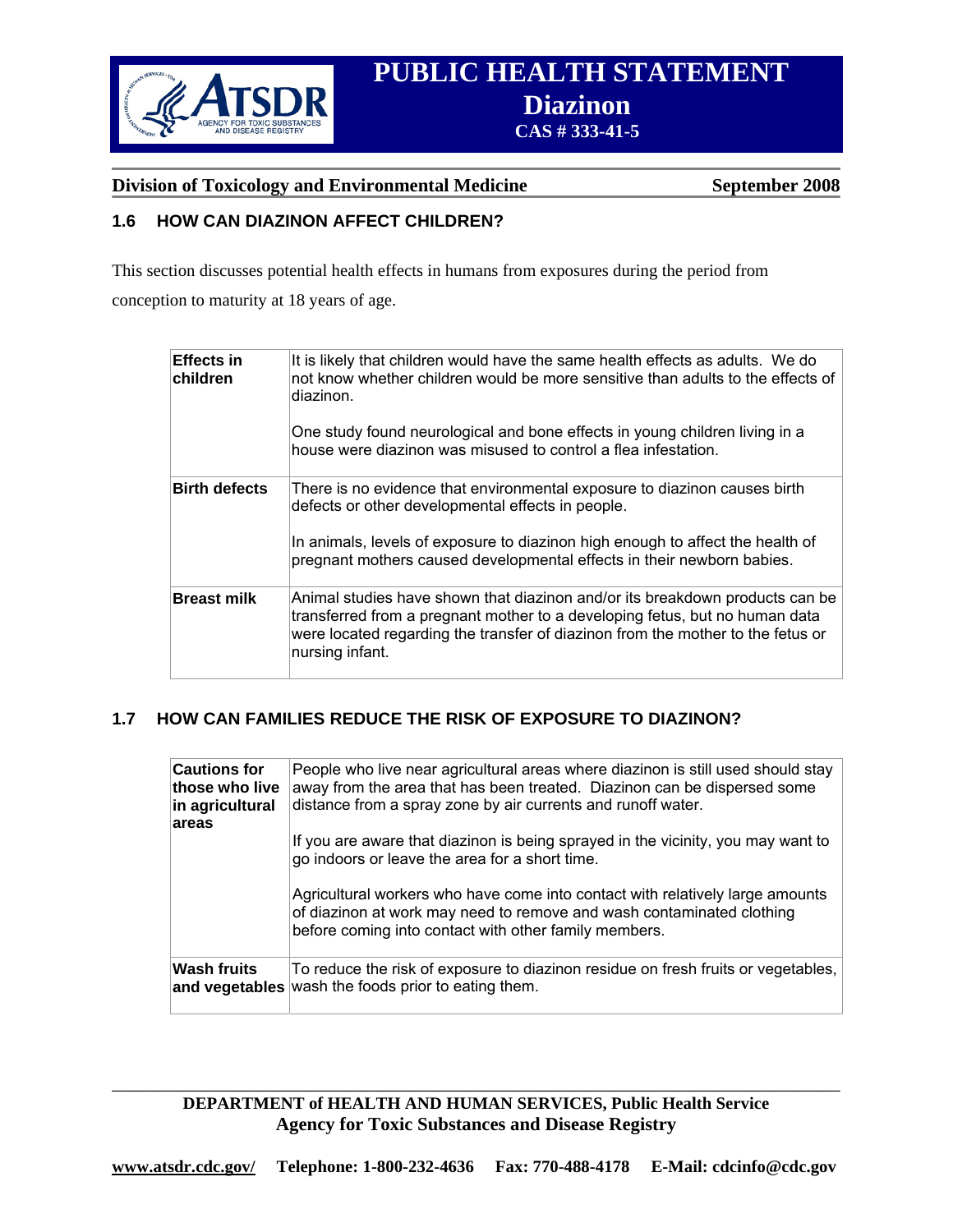## 1.6 HOW CAN DIAZINON AFFECT CHILDREN?

This section discusses potential health effects in humans from exposures during the period from conception to maturity at 18 years of age.

| | |
|---|---|
| **Effects in children** | It is likely that children would have the same health effects as adults. We do not know whether children would be more sensitive than adults to the effects of diazinon.<br><br>One study found neurological and bone effects in young children living in a house were diazinon was misused to control a flea infestation. |
| **Birth defects** | There is no evidence that environmental exposure to diazinon causes birth defects or other developmental effects in people.<br><br>In animals, levels of exposure to diazinon high enough to affect the health of pregnant mothers caused developmental effects in their newborn babies. |
| **Breast milk** | Animal studies have shown that diazinon and/or its breakdown products can be transferred from a pregnant mother to a developing fetus, but no human data were located regarding the transfer of diazinon from the mother to the fetus or nursing infant. |

## 1.7 HOW CAN FAMILIES REDUCE THE RISK OF EXPOSURE TO DIAZINON?

| | |
|---|---|
| **Cautions for those who live in agricultural areas** | People who live near agricultural areas where diazinon is still used should stay away from the area that has been treated. Diazinon can be dispersed some distance from a spray zone by air currents and runoff water.<br><br>If you are aware that diazinon is being sprayed in the vicinity, you may want to go indoors or leave the area for a short time.<br><br>Agricultural workers who have come into contact with relatively large amounts of diazinon at work may need to remove and wash contaminated clothing before coming into contact with other family members. |
| **Wash fruits and vegetables** | To reduce the risk of exposure to diazinon residue on fresh fruits or vegetables, wash the foods prior to eating them. |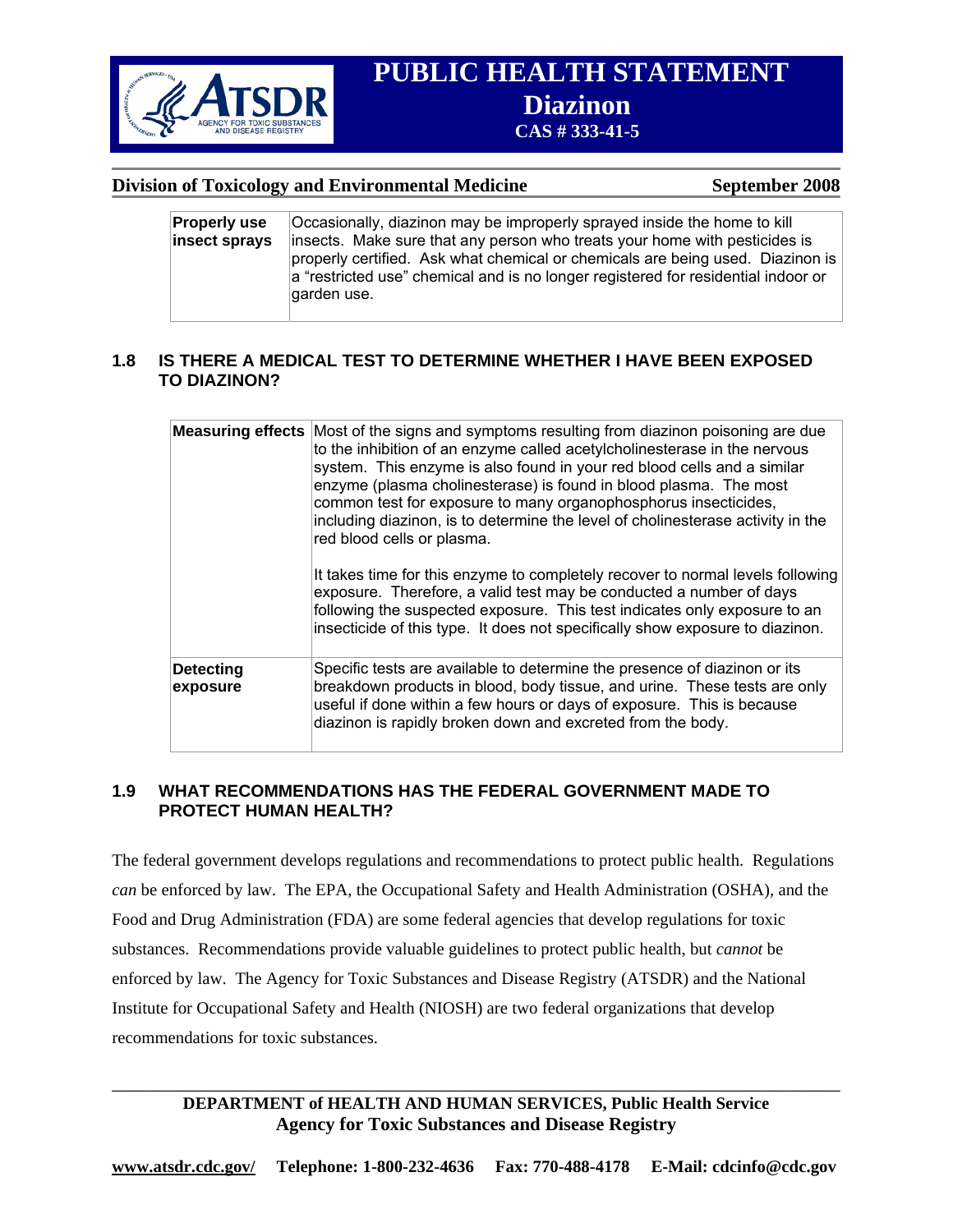| | |
|---|---|
| **Properly use insect sprays** | Occasionally, diazinon may be improperly sprayed inside the home to kill insects. Make sure that any person who treats your home with pesticides is properly certified. Ask what chemical or chemicals are being used. Diazinon is a "restricted use" chemical and is no longer registered for residential indoor or garden use. |

## 1.8 IS THERE A MEDICAL TEST TO DETERMINE WHETHER I HAVE BEEN EXPOSED TO DIAZINON?

| | |
|---|---|
| **Measuring effects** | Most of the signs and symptoms resulting from diazinon poisoning are due to the inhibition of an enzyme called acetylcholinesterase in the nervous system. This enzyme is also found in your red blood cells and a similar enzyme (plasma cholinesterase) is found in blood plasma. The most common test for exposure to many organophosphorus insecticides, including diazinon, is to determine the level of cholinesterase activity in the red blood cells or plasma.<br><br>It takes time for this enzyme to completely recover to normal levels following exposure. Therefore, a valid test may be conducted a number of days following the suspected exposure. This test indicates only exposure to an insecticide of this type. It does not specifically show exposure to diazinon. |
| **Detecting exposure** | Specific tests are available to determine the presence of diazinon or its breakdown products in blood, body tissue, and urine. These tests are only useful if done within a few hours or days of exposure. This is because diazinon is rapidly broken down and excreted from the body. |

## 1.9 WHAT RECOMMENDATIONS HAS THE FEDERAL GOVERNMENT MADE TO PROTECT HUMAN HEALTH?

The federal government develops regulations and recommendations to protect public health. Regulations *can* be enforced by law. The EPA, the Occupational Safety and Health Administration (OSHA), and the Food and Drug Administration (FDA) are some federal agencies that develop regulations for toxic substances. Recommendations provide valuable guidelines to protect public health, but *cannot* be enforced by law. The Agency for Toxic Substances and Disease Registry (ATSDR) and the National Institute for Occupational Safety and Health (NIOSH) are two federal organizations that develop recommendations for toxic substances.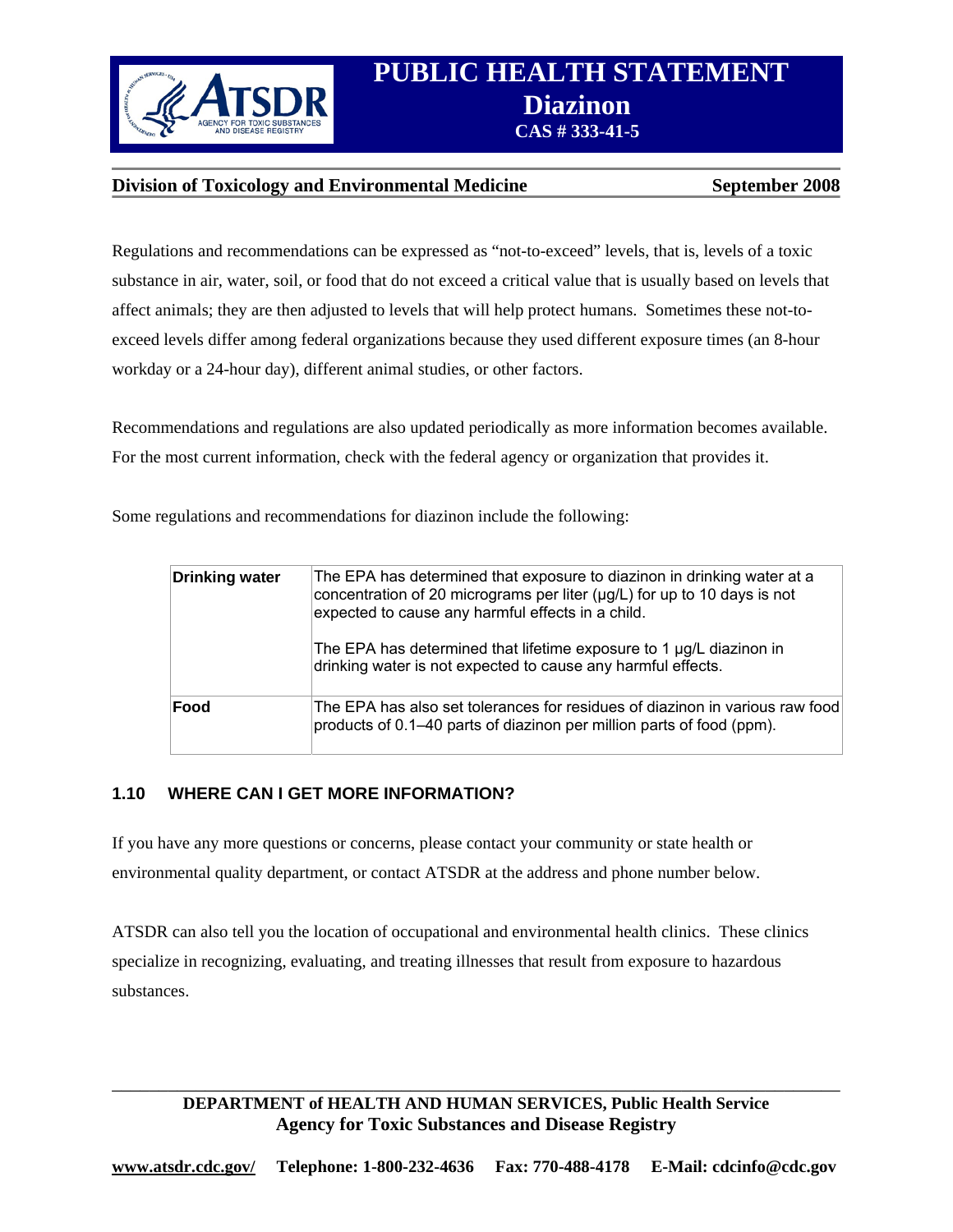Regulations and recommendations can be expressed as "not-to-exceed" levels, that is, levels of a toxic substance in air, water, soil, or food that do not exceed a critical value that is usually based on levels that affect animals; they are then adjusted to levels that will help protect humans. Sometimes these not-to-exceed levels differ among federal organizations because they used different exposure times (an 8-hour workday or a 24-hour day), different animal studies, or other factors.

Recommendations and regulations are also updated periodically as more information becomes available. For the most current information, check with the federal agency or organization that provides it.

Some regulations and recommendations for diazinon include the following:

| | |
|---|---|
| **Drinking water** | The EPA has determined that exposure to diazinon in drinking water at a concentration of 20 micrograms per liter (μg/L) for up to 10 days is not expected to cause any harmful effects in a child.<br><br>The EPA has determined that lifetime exposure to 1 μg/L diazinon in drinking water is not expected to cause any harmful effects. |
| **Food** | The EPA has also set tolerances for residues of diazinon in various raw food products of 0.1–40 parts of diazinon per million parts of food (ppm). |

## 1.10 WHERE CAN I GET MORE INFORMATION?

If you have any more questions or concerns, please contact your community or state health or environmental quality department, or contact ATSDR at the address and phone number below.

ATSDR can also tell you the location of occupational and environmental health clinics. These clinics specialize in recognizing, evaluating, and treating illnesses that result from exposure to hazardous substances.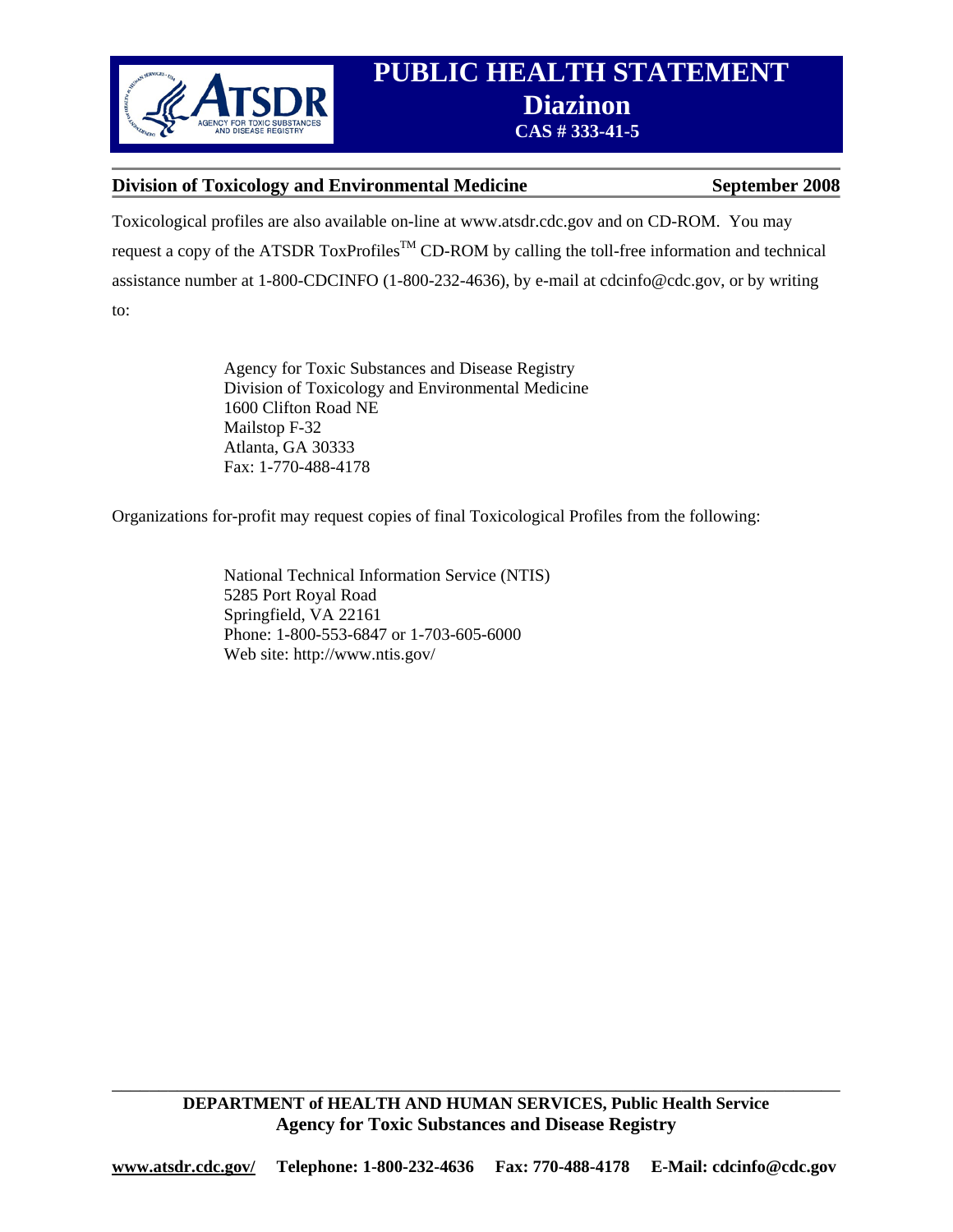Toxicological profiles are also available on-line at www.atsdr.cdc.gov and on CD-ROM. You may request a copy of the ATSDR ToxProfiles™ CD-ROM by calling the toll-free information and technical assistance number at 1-800-CDCINFO (1-800-232-4636), by e-mail at cdcinfo@cdc.gov, or by writing to:

Agency for Toxic Substances and Disease Registry
Division of Toxicology and Environmental Medicine
1600 Clifton Road NE
Mailstop F-32
Atlanta, GA 30333
Fax: 1-770-488-4178

Organizations for-profit may request copies of final Toxicological Profiles from the following:

National Technical Information Service (NTIS)
5285 Port Royal Road
Springfield, VA 22161
Phone: 1-800-553-6847 or 1-703-605-6000
Web site: http://www.ntis.gov/